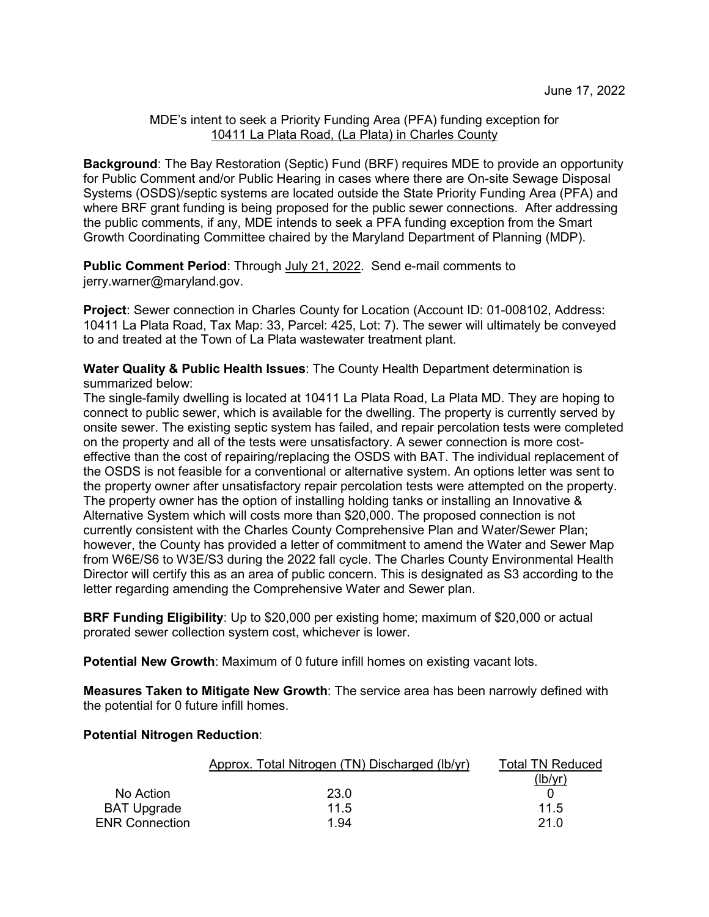June 17, 2022

MDE's intent to seek a Priority Funding Area (PFA) funding exception for
10411 La Plata Road, (La Plata) in Charles County

**Background**: The Bay Restoration (Septic) Fund (BRF) requires MDE to provide an opportunity for Public Comment and/or Public Hearing in cases where there are On-site Sewage Disposal Systems (OSDS)/septic systems are located outside the State Priority Funding Area (PFA) and where BRF grant funding is being proposed for the public sewer connections. After addressing the public comments, if any, MDE intends to seek a PFA funding exception from the Smart Growth Coordinating Committee chaired by the Maryland Department of Planning (MDP).

**Public Comment Period**: Through July 21, 2022. Send e-mail comments to jerry.warner@maryland.gov.

**Project**: Sewer connection in Charles County for Location (Account ID: 01-008102, Address: 10411 La Plata Road, Tax Map: 33, Parcel: 425, Lot: 7). The sewer will ultimately be conveyed to and treated at the Town of La Plata wastewater treatment plant.

**Water Quality & Public Health Issues**: The County Health Department determination is summarized below:
The single-family dwelling is located at 10411 La Plata Road, La Plata MD. They are hoping to connect to public sewer, which is available for the dwelling. The property is currently served by onsite sewer. The existing septic system has failed, and repair percolation tests were completed on the property and all of the tests were unsatisfactory. A sewer connection is more cost-effective than the cost of repairing/replacing the OSDS with BAT. The individual replacement of the OSDS is not feasible for a conventional or alternative system. An options letter was sent to the property owner after unsatisfactory repair percolation tests were attempted on the property. The property owner has the option of installing holding tanks or installing an Innovative & Alternative System which will costs more than $20,000. The proposed connection is not currently consistent with the Charles County Comprehensive Plan and Water/Sewer Plan; however, the County has provided a letter of commitment to amend the Water and Sewer Map from W6E/S6 to W3E/S3 during the 2022 fall cycle. The Charles County Environmental Health Director will certify this as an area of public concern. This is designated as S3 according to the letter regarding amending the Comprehensive Water and Sewer plan.

**BRF Funding Eligibility**: Up to $20,000 per existing home; maximum of $20,000 or actual prorated sewer collection system cost, whichever is lower.

**Potential New Growth**: Maximum of 0 future infill homes on existing vacant lots.

**Measures Taken to Mitigate New Growth**: The service area has been narrowly defined with the potential for 0 future infill homes.

**Potential Nitrogen Reduction**:

| | Approx. Total Nitrogen (TN) Discharged (lb/yr) | Total TN Reduced (lb/yr) |
|---|---|---|
| No Action | 23.0 | 0 |
| BAT Upgrade | 11.5 | 11.5 |
| ENR Connection | 1.94 | 21.0 |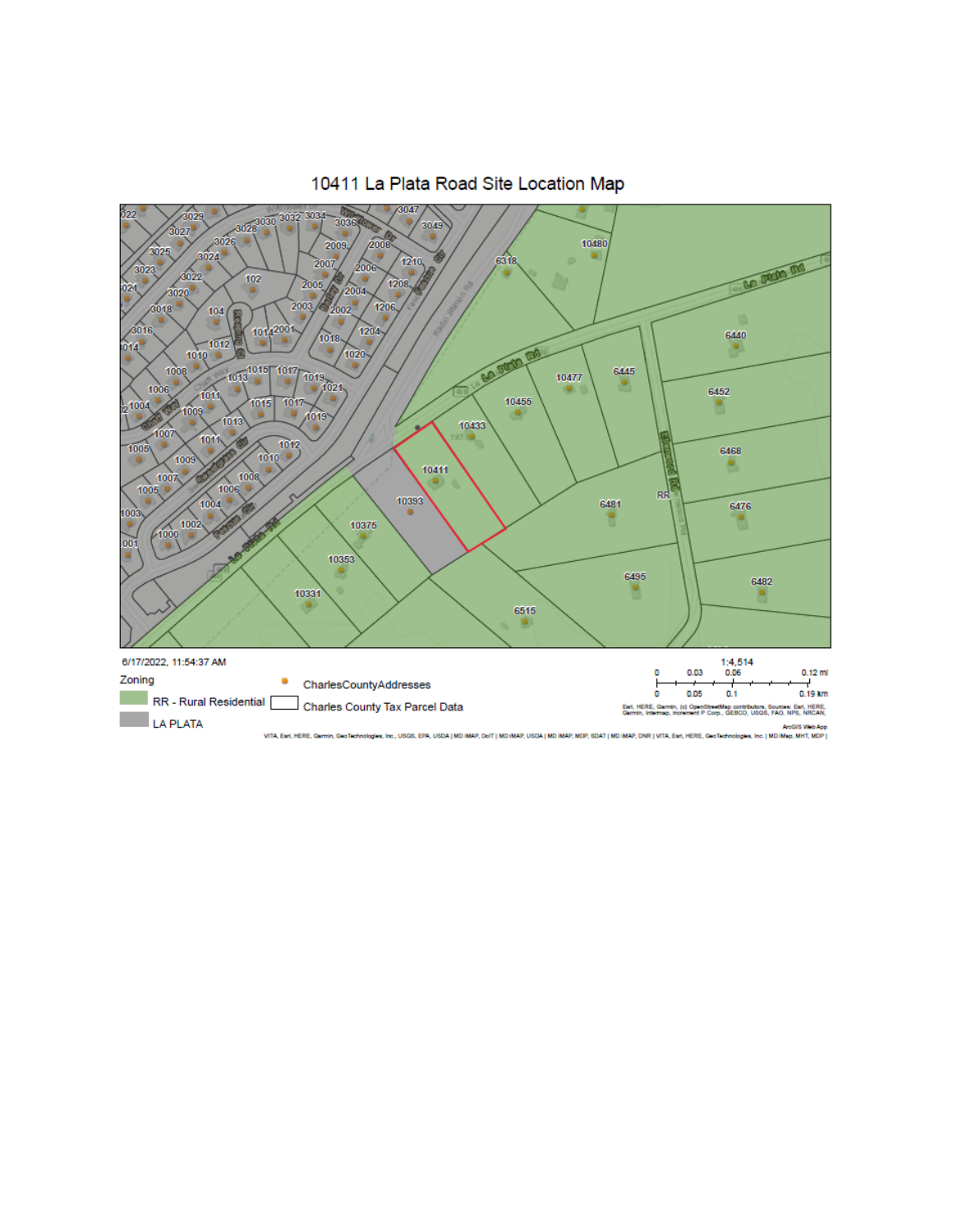# 10411 La Plata Road Site Location Map

6/17/2022, 11:54:37 AM

Zoning

RR - Rural Residential

LA PLATA

CharlesCountyAddresses

Charles County Tax Parcel Data

1:4,514

0 0.03 0.06 0.12 mi

0 0.05 0.1 0.19 km

Esri, HERE, Garmin, (c) OpenStreetMap contributors, Sources: Esri, HERE, Garmin, Intermap, increment P Corp., GEBCO, USGS, FAO, NPS, NRCAN,

ArcGIS Web App

VITA, Esri, HERE, Garmin, GeoTechnologies, Inc., USGS, EPA, USDA | MD iMAP, DoIT | MD iMAP, USDA | MD iMAP, MDP, SDAT | MD iMAP, DNR | VITA, Esri, HERE, GeoTechnologies, Inc. | MD iMap, MHT, MDP |